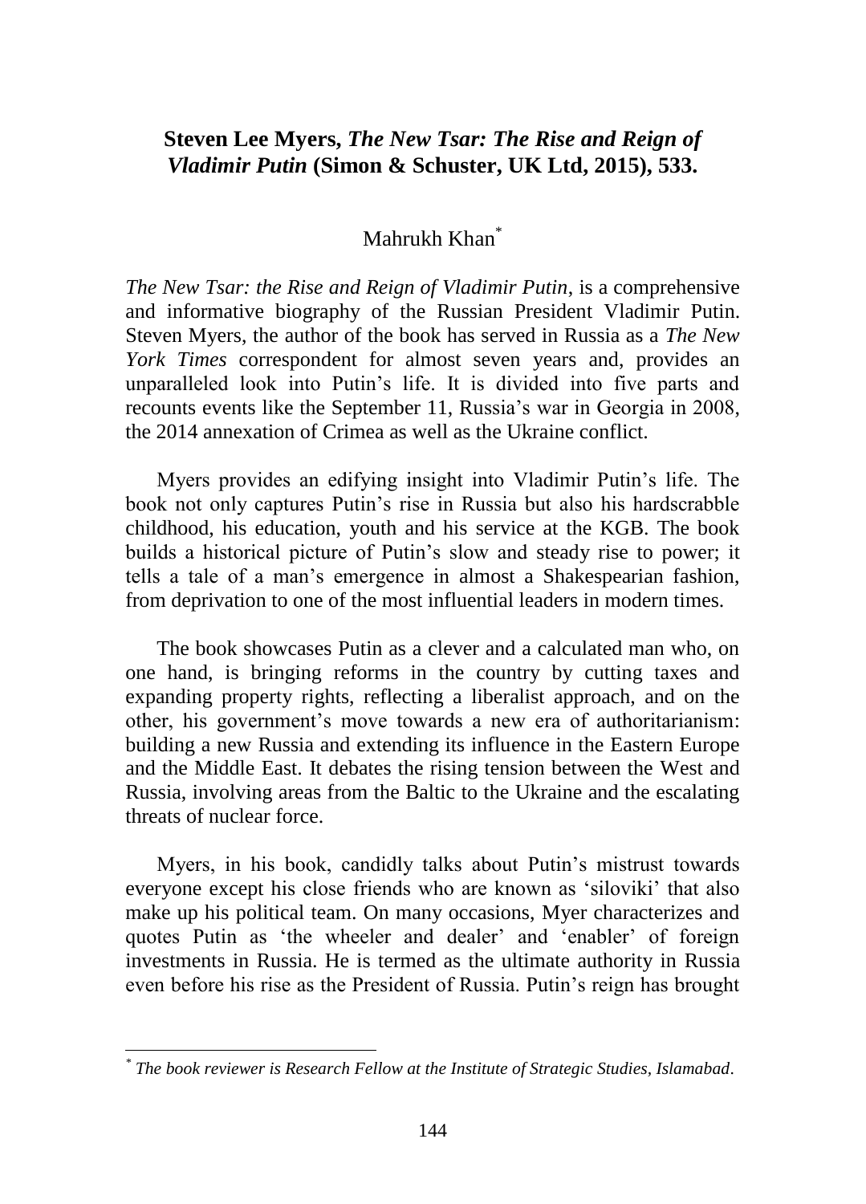# Steven Lee Myers, *The New Tsar: The Rise and Reign of Vladimir Putin* (Simon & Schuster, UK Ltd, 2015), 533.

Mahrukh Khan[*]

*The New Tsar: the Rise and Reign of Vladimir Putin*, is a comprehensive and informative biography of the Russian President Vladimir Putin. Steven Myers, the author of the book has served in Russia as a *The New York Times* correspondent for almost seven years and, provides an unparalleled look into Putin's life. It is divided into five parts and recounts events like the September 11, Russia's war in Georgia in 2008, the 2014 annexation of Crimea as well as the Ukraine conflict.

Myers provides an edifying insight into Vladimir Putin's life. The book not only captures Putin's rise in Russia but also his hardscrabble childhood, his education, youth and his service at the KGB. The book builds a historical picture of Putin's slow and steady rise to power; it tells a tale of a man's emergence in almost a Shakespearian fashion, from deprivation to one of the most influential leaders in modern times.

The book showcases Putin as a clever and a calculated man who, on one hand, is bringing reforms in the country by cutting taxes and expanding property rights, reflecting a liberalist approach, and on the other, his government's move towards a new era of authoritarianism: building a new Russia and extending its influence in the Eastern Europe and the Middle East. It debates the rising tension between the West and Russia, involving areas from the Baltic to the Ukraine and the escalating threats of nuclear force.

Myers, in his book, candidly talks about Putin's mistrust towards everyone except his close friends who are known as 'siloviki' that also make up his political team. On many occasions, Myer characterizes and quotes Putin as 'the wheeler and dealer' and 'enabler' of foreign investments in Russia. He is termed as the ultimate authority in Russia even before his rise as the President of Russia. Putin's reign has brought

[*] *The book reviewer is Research Fellow at the Institute of Strategic Studies, Islamabad*.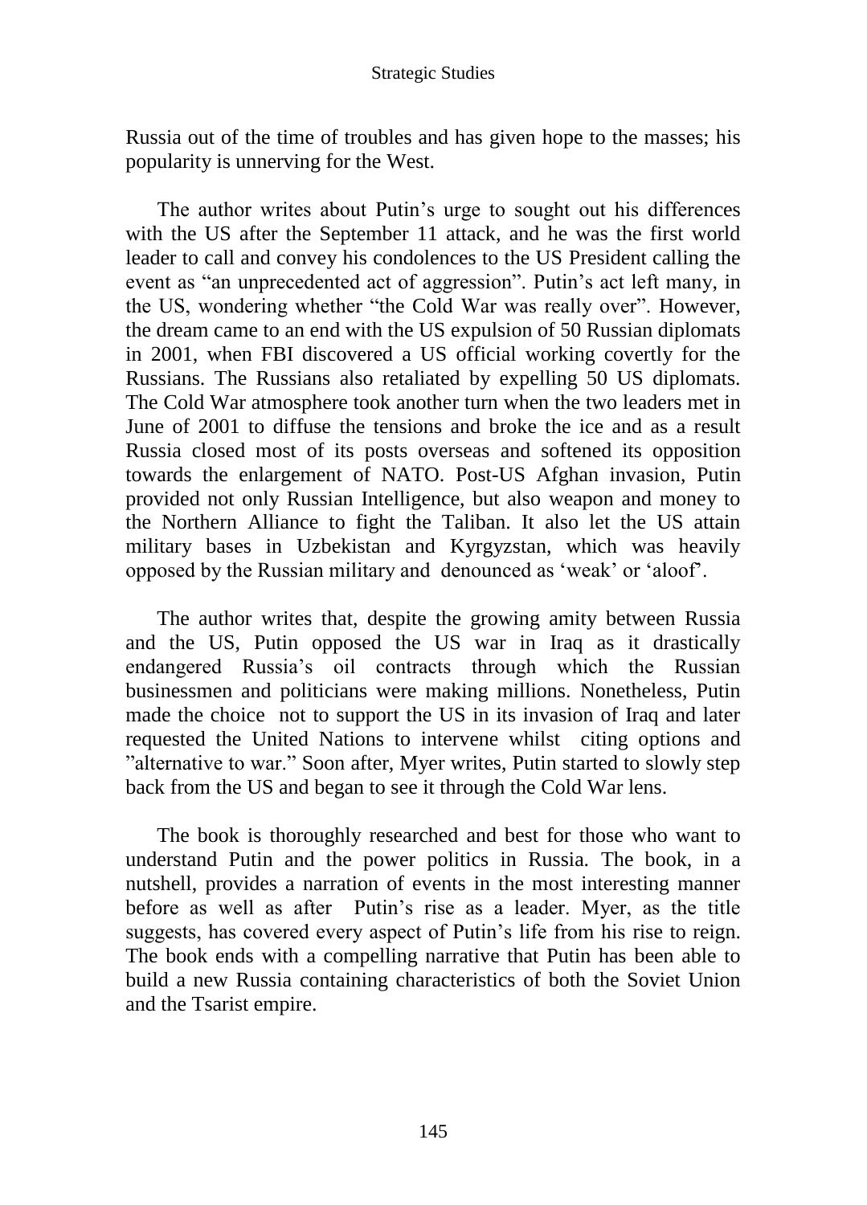Russia out of the time of troubles and has given hope to the masses; his popularity is unnerving for the West.

The author writes about Putin's urge to sought out his differences with the US after the September 11 attack, and he was the first world leader to call and convey his condolences to the US President calling the event as "an unprecedented act of aggression". Putin's act left many, in the US, wondering whether "the Cold War was really over". However, the dream came to an end with the US expulsion of 50 Russian diplomats in 2001, when FBI discovered a US official working covertly for the Russians. The Russians also retaliated by expelling 50 US diplomats. The Cold War atmosphere took another turn when the two leaders met in June of 2001 to diffuse the tensions and broke the ice and as a result Russia closed most of its posts overseas and softened its opposition towards the enlargement of NATO. Post-US Afghan invasion, Putin provided not only Russian Intelligence, but also weapon and money to the Northern Alliance to fight the Taliban. It also let the US attain military bases in Uzbekistan and Kyrgyzstan, which was heavily opposed by the Russian military and denounced as 'weak' or 'aloof'.

The author writes that, despite the growing amity between Russia and the US, Putin opposed the US war in Iraq as it drastically endangered Russia's oil contracts through which the Russian businessmen and politicians were making millions. Nonetheless, Putin made the choice not to support the US in its invasion of Iraq and later requested the United Nations to intervene whilst citing options and "alternative to war." Soon after, Myer writes, Putin started to slowly step back from the US and began to see it through the Cold War lens.

The book is thoroughly researched and best for those who want to understand Putin and the power politics in Russia. The book, in a nutshell, provides a narration of events in the most interesting manner before as well as after Putin's rise as a leader. Myer, as the title suggests, has covered every aspect of Putin's life from his rise to reign. The book ends with a compelling narrative that Putin has been able to build a new Russia containing characteristics of both the Soviet Union and the Tsarist empire.